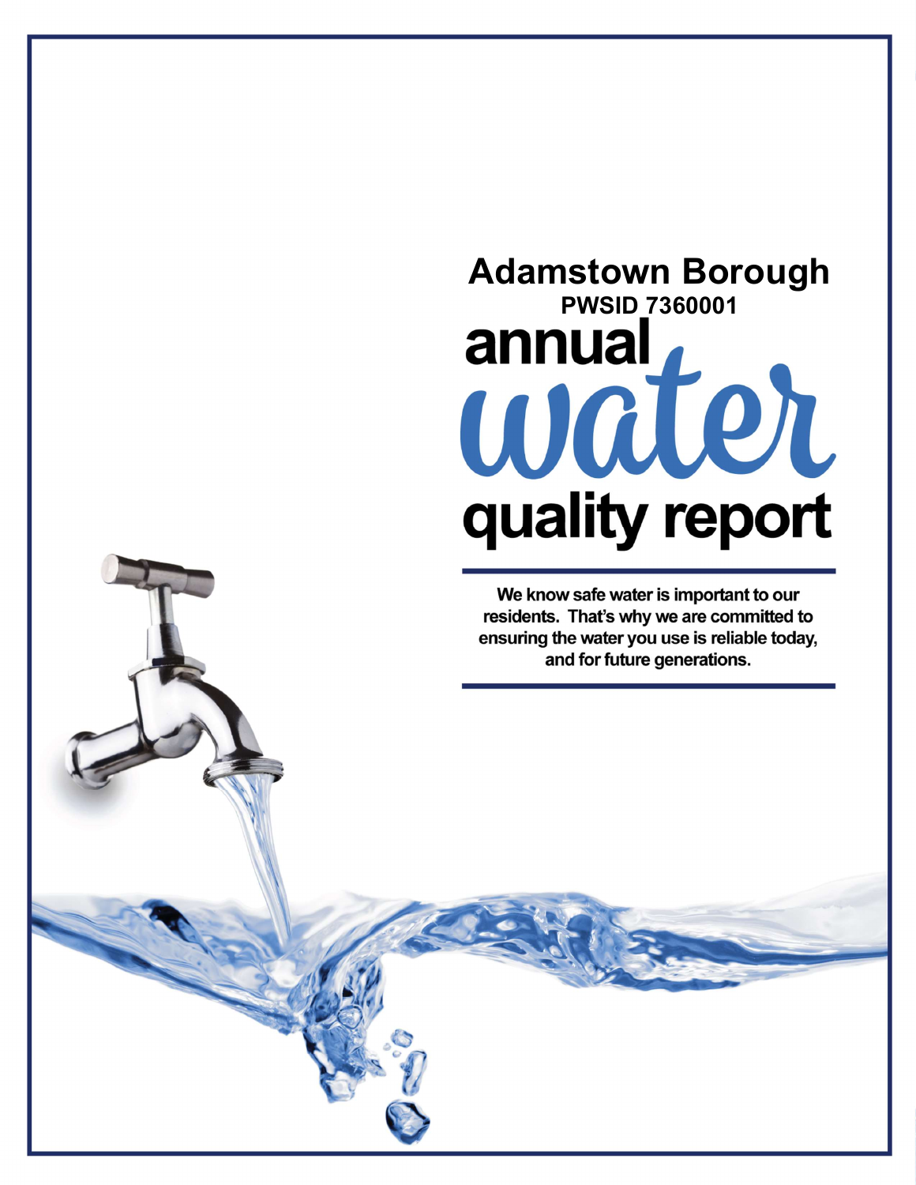# Adamstown Borough

**PWSID 7360001**

# annual water quality report

**We know safe water is important to our residents. That's why we are committed to ensuring the water you use is reliable today, and for future generations.**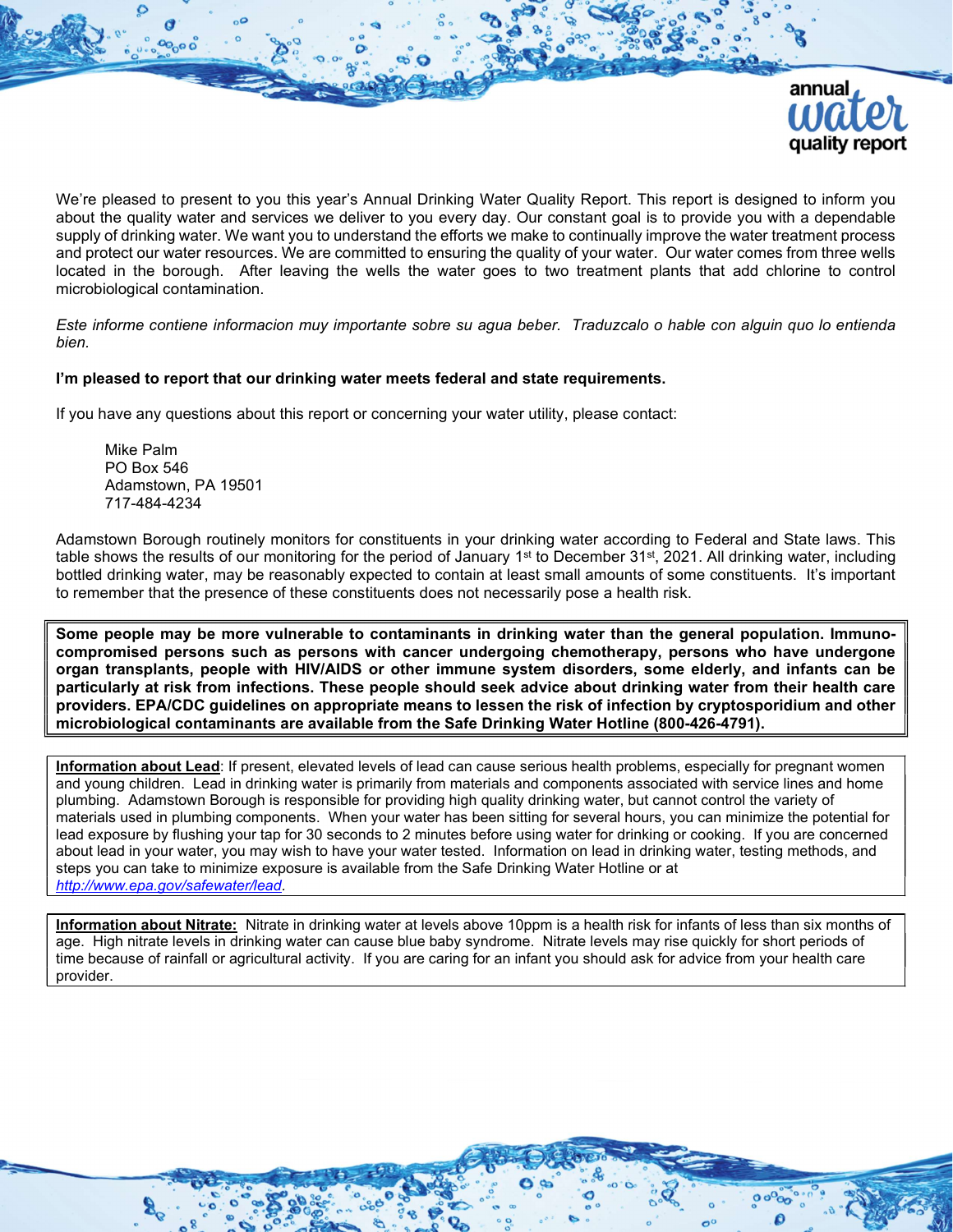# annual water quality report

We're pleased to present to you this year's Annual Drinking Water Quality Report. This report is designed to inform you about the quality water and services we deliver to you every day. Our constant goal is to provide you with a dependable supply of drinking water. We want you to understand the efforts we make to continually improve the water treatment process and protect our water resources. We are committed to ensuring the quality of your water. Our water comes from three wells located in the borough. After leaving the wells the water goes to two treatment plants that add chlorine to control microbiological contamination.

*Este informe contiene informacion muy importante sobre su agua beber. Traduzcalo o hable con alguin quo lo entienda bien.*

**I'm pleased to report that our drinking water meets federal and state requirements.**

If you have any questions about this report or concerning your water utility, please contact:

Mike Palm
PO Box 546
Adamstown, PA 19501
717-484-4234

Adamstown Borough routinely monitors for constituents in your drinking water according to Federal and State laws. This table shows the results of our monitoring for the period of January 1st to December 31st, 2021. All drinking water, including bottled drinking water, may be reasonably expected to contain at least small amounts of some constituents. It's important to remember that the presence of these constituents does not necessarily pose a health risk.

**Some people may be more vulnerable to contaminants in drinking water than the general population. Immuno-compromised persons such as persons with cancer undergoing chemotherapy, persons who have undergone organ transplants, people with HIV/AIDS or other immune system disorders, some elderly, and infants can be particularly at risk from infections. These people should seek advice about drinking water from their health care providers. EPA/CDC guidelines on appropriate means to lessen the risk of infection by cryptosporidium and other microbiological contaminants are available from the Safe Drinking Water Hotline (800-426-4791).**

**Information about Lead**: If present, elevated levels of lead can cause serious health problems, especially for pregnant women and young children. Lead in drinking water is primarily from materials and components associated with service lines and home plumbing. Adamstown Borough is responsible for providing high quality drinking water, but cannot control the variety of materials used in plumbing components. When your water has been sitting for several hours, you can minimize the potential for lead exposure by flushing your tap for 30 seconds to 2 minutes before using water for drinking or cooking. If you are concerned about lead in your water, you may wish to have your water tested. Information on lead in drinking water, testing methods, and steps you can take to minimize exposure is available from the Safe Drinking Water Hotline or at *http://www.epa.gov/safewater/lead*.

**Information about Nitrate:** Nitrate in drinking water at levels above 10ppm is a health risk for infants of less than six months of age. High nitrate levels in drinking water can cause blue baby syndrome. Nitrate levels may rise quickly for short periods of time because of rainfall or agricultural activity. If you are caring for an infant you should ask for advice from your health care provider.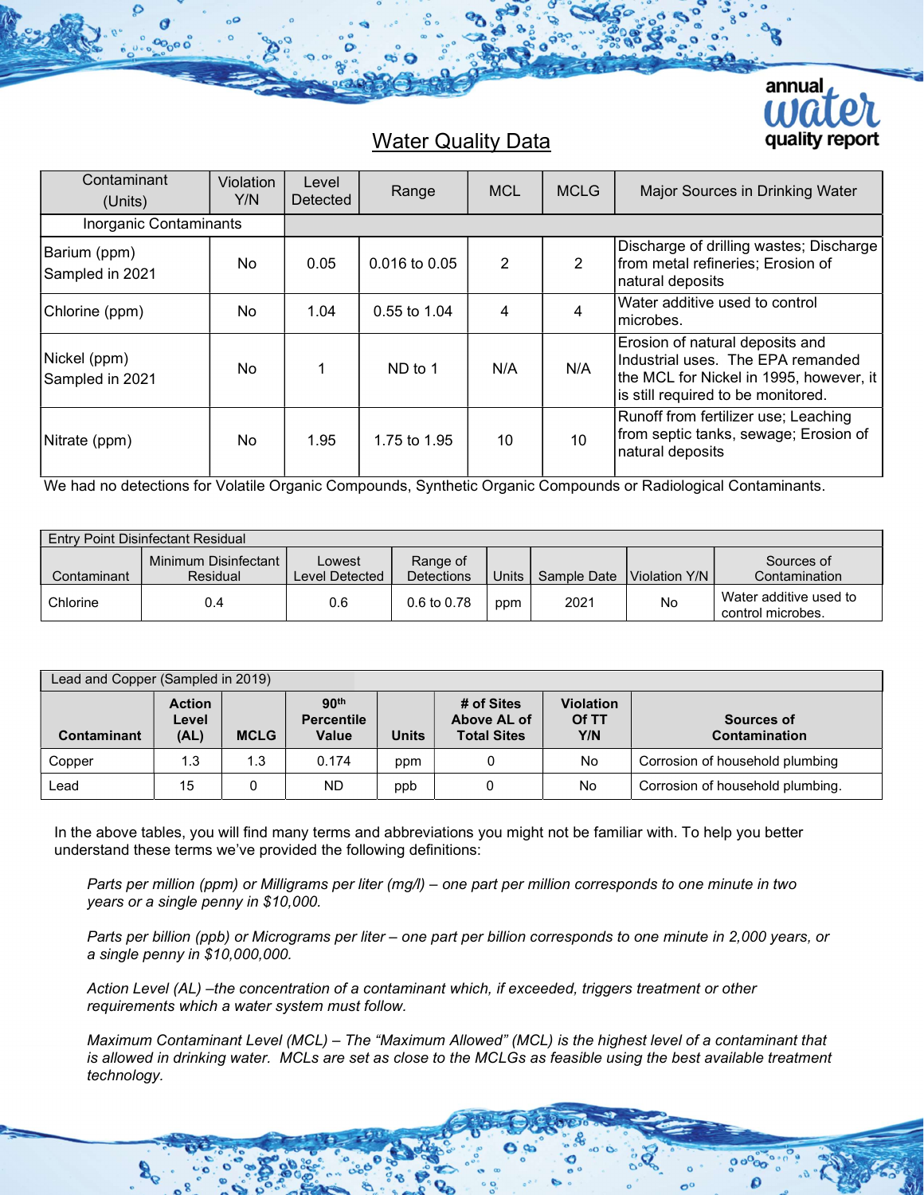## Water Quality Data

| Contaminant (Units) | Violation Y/N | Level Detected | Range | MCL | MCLG | Major Sources in Drinking Water |
|---|---|---|---|---|---|---|
| Inorganic Contaminants | | | | | | |
| Barium (ppm) Sampled in 2021 | No | 0.05 | 0.016 to 0.05 | 2 | 2 | Discharge of drilling wastes; Discharge from metal refineries; Erosion of natural deposits |
| Chlorine (ppm) | No | 1.04 | 0.55 to 1.04 | 4 | 4 | Water additive used to control microbes. |
| Nickel (ppm) Sampled in 2021 | No | 1 | ND to 1 | N/A | N/A | Erosion of natural deposits and Industrial uses. The EPA remanded the MCL for Nickel in 1995, however, it is still required to be monitored. |
| Nitrate (ppm) | No | 1.95 | 1.75 to 1.95 | 10 | 10 | Runoff from fertilizer use; Leaching from septic tanks, sewage; Erosion of natural deposits |

We had no detections for Volatile Organic Compounds, Synthetic Organic Compounds or Radiological Contaminants.

| Entry Point Disinfectant Residual | | | | | | | |
|---|---|---|---|---|---|---|---|
| Contaminant | Minimum Disinfectant Residual | Lowest Level Detected | Range of Detections | Units | Sample Date | Violation Y/N | Sources of Contamination |
| Chlorine | 0.4 | 0.6 | 0.6 to 0.78 | ppm | 2021 | No | Water additive used to control microbes. |

| Lead and Copper (Sampled in 2019) | | | | | | | |
|---|---|---|---|---|---|---|---|
| **Contaminant** | **Action Level (AL)** | **MCLG** | **90th Percentile Value** | **Units** | **# of Sites Above AL of Total Sites** | **Violation Of TT Y/N** | **Sources of Contamination** |
| Copper | 1.3 | 1.3 | 0.174 | ppm | 0 | No | Corrosion of household plumbing |
| Lead | 15 | 0 | ND | ppb | 0 | No | Corrosion of household plumbing. |

In the above tables, you will find many terms and abbreviations you might not be familiar with. To help you better understand these terms we've provided the following definitions:

*Parts per million (ppm) or Milligrams per liter (mg/l) – one part per million corresponds to one minute in two years or a single penny in $10,000.*

*Parts per billion (ppb) or Micrograms per liter – one part per billion corresponds to one minute in 2,000 years, or a single penny in $10,000,000.*

*Action Level (AL) –the concentration of a contaminant which, if exceeded, triggers treatment or other requirements which a water system must follow.*

*Maximum Contaminant Level (MCL) – The "Maximum Allowed" (MCL) is the highest level of a contaminant that is allowed in drinking water. MCLs are set as close to the MCLGs as feasible using the best available treatment technology.*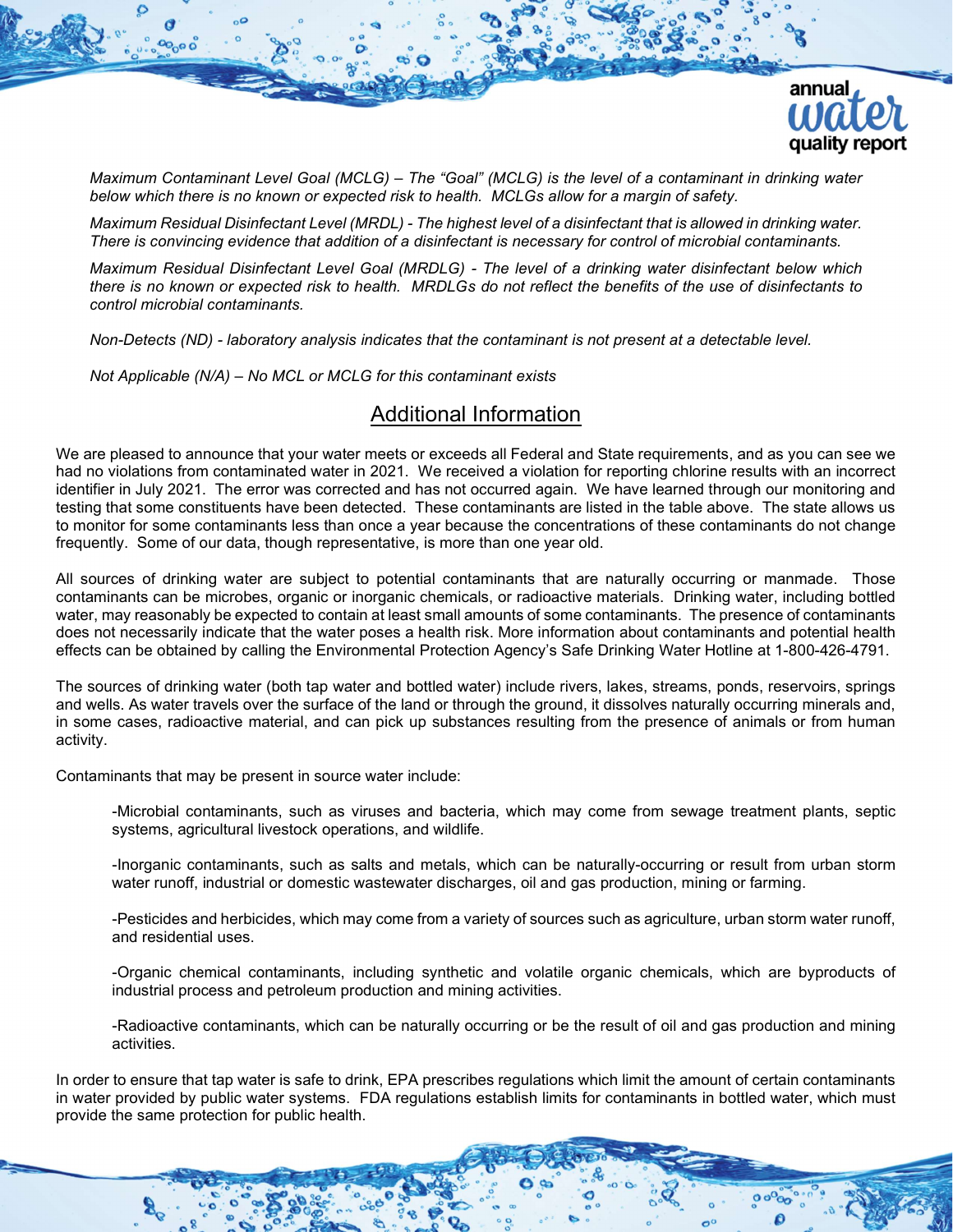*Maximum Contaminant Level Goal (MCLG) – The "Goal" (MCLG) is the level of a contaminant in drinking water below which there is no known or expected risk to health. MCLGs allow for a margin of safety.*

*Maximum Residual Disinfectant Level (MRDL) - The highest level of a disinfectant that is allowed in drinking water. There is convincing evidence that addition of a disinfectant is necessary for control of microbial contaminants.*

*Maximum Residual Disinfectant Level Goal (MRDLG) - The level of a drinking water disinfectant below which there is no known or expected risk to health. MRDLGs do not reflect the benefits of the use of disinfectants to control microbial contaminants.*

*Non-Detects (ND) - laboratory analysis indicates that the contaminant is not present at a detectable level.*

*Not Applicable (N/A) – No MCL or MCLG for this contaminant exists*

## Additional Information

We are pleased to announce that your water meets or exceeds all Federal and State requirements, and as you can see we had no violations from contaminated water in 2021. We received a violation for reporting chlorine results with an incorrect identifier in July 2021. The error was corrected and has not occurred again. We have learned through our monitoring and testing that some constituents have been detected. These contaminants are listed in the table above. The state allows us to monitor for some contaminants less than once a year because the concentrations of these contaminants do not change frequently. Some of our data, though representative, is more than one year old.

All sources of drinking water are subject to potential contaminants that are naturally occurring or manmade. Those contaminants can be microbes, organic or inorganic chemicals, or radioactive materials. Drinking water, including bottled water, may reasonably be expected to contain at least small amounts of some contaminants. The presence of contaminants does not necessarily indicate that the water poses a health risk. More information about contaminants and potential health effects can be obtained by calling the Environmental Protection Agency's Safe Drinking Water Hotline at 1-800-426-4791.

The sources of drinking water (both tap water and bottled water) include rivers, lakes, streams, ponds, reservoirs, springs and wells. As water travels over the surface of the land or through the ground, it dissolves naturally occurring minerals and, in some cases, radioactive material, and can pick up substances resulting from the presence of animals or from human activity.

Contaminants that may be present in source water include:

-Microbial contaminants, such as viruses and bacteria, which may come from sewage treatment plants, septic systems, agricultural livestock operations, and wildlife.

-Inorganic contaminants, such as salts and metals, which can be naturally-occurring or result from urban storm water runoff, industrial or domestic wastewater discharges, oil and gas production, mining or farming.

-Pesticides and herbicides, which may come from a variety of sources such as agriculture, urban storm water runoff, and residential uses.

-Organic chemical contaminants, including synthetic and volatile organic chemicals, which are byproducts of industrial process and petroleum production and mining activities.

-Radioactive contaminants, which can be naturally occurring or be the result of oil and gas production and mining activities.

In order to ensure that tap water is safe to drink, EPA prescribes regulations which limit the amount of certain contaminants in water provided by public water systems. FDA regulations establish limits for contaminants in bottled water, which must provide the same protection for public health.